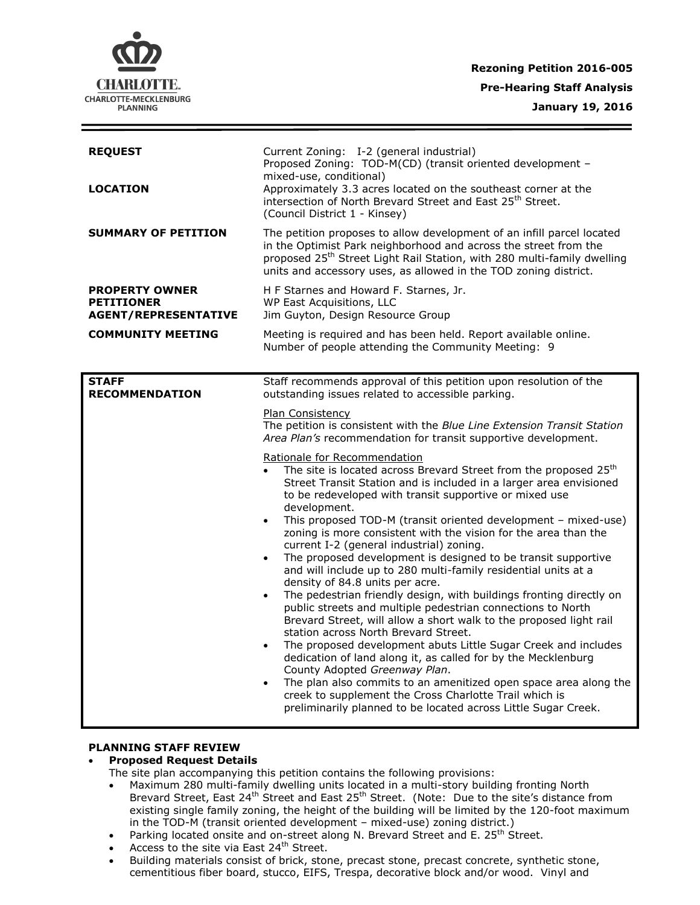**Rezoning Petition 2016-005**

**Pre-Hearing Staff Analysis**

**January 19, 2016**

| | |
|---|---|
| **REQUEST** | Current Zoning: I-2 (general industrial)<br>Proposed Zoning: TOD-M(CD) (transit oriented development – mixed-use, conditional) |
| **LOCATION** | Approximately 3.3 acres located on the southeast corner at the intersection of North Brevard Street and East 25th Street.<br>(Council District 1 - Kinsey) |
| **SUMMARY OF PETITION** | The petition proposes to allow development of an infill parcel located in the Optimist Park neighborhood and across the street from the proposed 25th Street Light Rail Station, with 280 multi-family dwelling units and accessory uses, as allowed in the TOD zoning district. |
| **PROPERTY OWNER**<br>**PETITIONER**<br>**AGENT/REPRESENTATIVE** | H F Starnes and Howard F. Starnes, Jr.<br>WP East Acquisitions, LLC<br>Jim Guyton, Design Resource Group |
| **COMMUNITY MEETING** | Meeting is required and has been held. Report available online.<br>Number of people attending the Community Meeting: 9 |

**STAFF RECOMMENDATION**

Staff recommends approval of this petition upon resolution of the outstanding issues related to accessible parking.

Plan Consistency

The petition is consistent with the *Blue Line Extension Transit Station Area Plan's* recommendation for transit supportive development.

Rationale for Recommendation

- The site is located across Brevard Street from the proposed 25th Street Transit Station and is included in a larger area envisioned to be redeveloped with transit supportive or mixed use development.
- This proposed TOD-M (transit oriented development – mixed-use) zoning is more consistent with the vision for the area than the current I-2 (general industrial) zoning.
- The proposed development is designed to be transit supportive and will include up to 280 multi-family residential units at a density of 84.8 units per acre.
- The pedestrian friendly design, with buildings fronting directly on public streets and multiple pedestrian connections to North Brevard Street, will allow a short walk to the proposed light rail station across North Brevard Street.
- The proposed development abuts Little Sugar Creek and includes dedication of land along it, as called for by the Mecklenburg County Adopted *Greenway Plan*.
- The plan also commits to an amenitized open space area along the creek to supplement the Cross Charlotte Trail which is preliminarily planned to be located across Little Sugar Creek.

**PLANNING STAFF REVIEW**

- **Proposed Request Details**

  The site plan accompanying this petition contains the following provisions:
  - Maximum 280 multi-family dwelling units located in a multi-story building fronting North Brevard Street, East 24th Street and East 25th Street. (Note: Due to the site's distance from existing single family zoning, the height of the building will be limited by the 120-foot maximum in the TOD-M (transit oriented development – mixed-use) zoning district.)
  - Parking located onsite and on-street along N. Brevard Street and E. 25th Street.
  - Access to the site via East 24th Street.
  - Building materials consist of brick, stone, precast stone, precast concrete, synthetic stone, cementitious fiber board, stucco, EIFS, Trespa, decorative block and/or wood. Vinyl and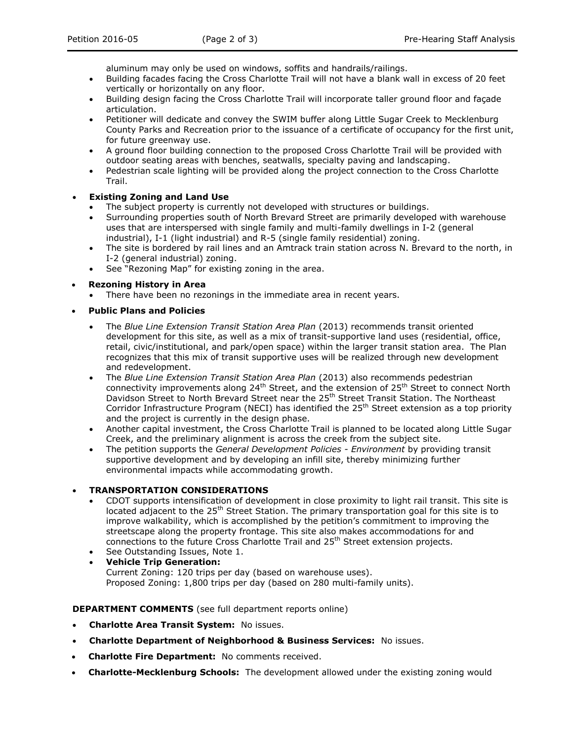aluminum may only be used on windows, soffits and handrails/railings.

- Building facades facing the Cross Charlotte Trail will not have a blank wall in excess of 20 feet vertically or horizontally on any floor.
- Building design facing the Cross Charlotte Trail will incorporate taller ground floor and façade articulation.
- Petitioner will dedicate and convey the SWIM buffer along Little Sugar Creek to Mecklenburg County Parks and Recreation prior to the issuance of a certificate of occupancy for the first unit, for future greenway use.
- A ground floor building connection to the proposed Cross Charlotte Trail will be provided with outdoor seating areas with benches, seatwalls, specialty paving and landscaping.
- Pedestrian scale lighting will be provided along the project connection to the Cross Charlotte Trail.

- **Existing Zoning and Land Use**
  - The subject property is currently not developed with structures or buildings.
  - Surrounding properties south of North Brevard Street are primarily developed with warehouse uses that are interspersed with single family and multi-family dwellings in I-2 (general industrial), I-1 (light industrial) and R-5 (single family residential) zoning.
  - The site is bordered by rail lines and an Amtrack train station across N. Brevard to the north, in I-2 (general industrial) zoning.
  - See "Rezoning Map" for existing zoning in the area.

- **Rezoning History in Area**
  - There have been no rezonings in the immediate area in recent years.

- **Public Plans and Policies**
  - The *Blue Line Extension Transit Station Area Plan* (2013) recommends transit oriented development for this site, as well as a mix of transit-supportive land uses (residential, office, retail, civic/institutional, and park/open space) within the larger transit station area. The Plan recognizes that this mix of transit supportive uses will be realized through new development and redevelopment.
  - The *Blue Line Extension Transit Station Area Plan* (2013) also recommends pedestrian connectivity improvements along 24th Street, and the extension of 25th Street to connect North Davidson Street to North Brevard Street near the 25th Street Transit Station. The Northeast Corridor Infrastructure Program (NECI) has identified the 25th Street extension as a top priority and the project is currently in the design phase.
  - Another capital investment, the Cross Charlotte Trail is planned to be located along Little Sugar Creek, and the preliminary alignment is across the creek from the subject site.
  - The petition supports the *General Development Policies - Environment* by providing transit supportive development and by developing an infill site, thereby minimizing further environmental impacts while accommodating growth.

- **TRANSPORTATION CONSIDERATIONS**
  - CDOT supports intensification of development in close proximity to light rail transit. This site is located adjacent to the 25th Street Station. The primary transportation goal for this site is to improve walkability, which is accomplished by the petition's commitment to improving the streetscape along the property frontage. This site also makes accommodations for and connections to the future Cross Charlotte Trail and 25th Street extension projects.
  - See Outstanding Issues, Note 1.
  - **Vehicle Trip Generation:**
    Current Zoning: 120 trips per day (based on warehouse uses).
    Proposed Zoning: 1,800 trips per day (based on 280 multi-family units).

**DEPARTMENT COMMENTS** (see full department reports online)

- **Charlotte Area Transit System:** No issues.
- **Charlotte Department of Neighborhood & Business Services:** No issues.
- **Charlotte Fire Department:** No comments received.
- **Charlotte-Mecklenburg Schools:** The development allowed under the existing zoning would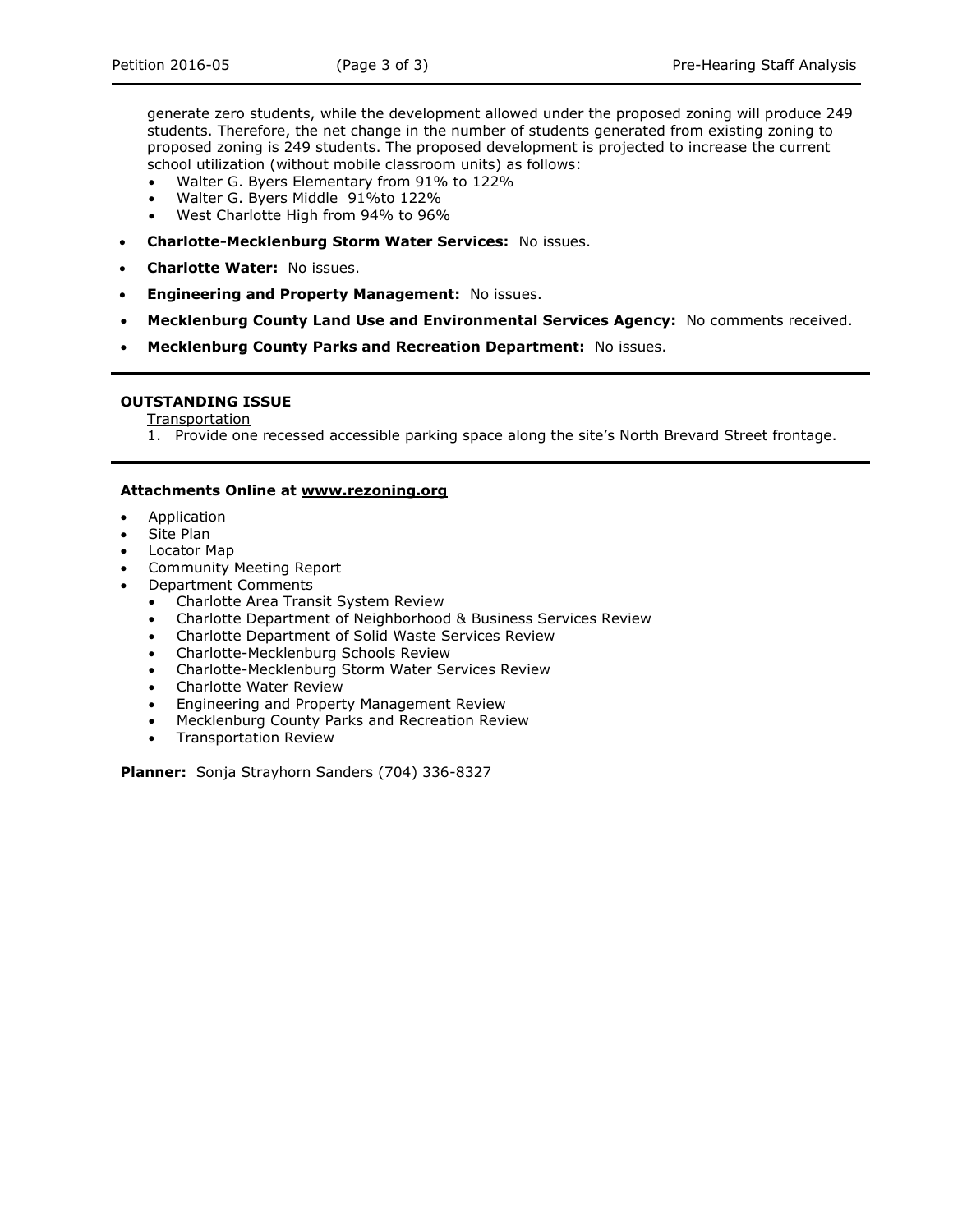generate zero students, while the development allowed under the proposed zoning will produce 249 students. Therefore, the net change in the number of students generated from existing zoning to proposed zoning is 249 students. The proposed development is projected to increase the current school utilization (without mobile classroom units) as follows:

- Walter G. Byers Elementary from 91% to 122%
- Walter G. Byers Middle 91%to 122%
- West Charlotte High from 94% to 96%

- **Charlotte-Mecklenburg Storm Water Services:** No issues.
- **Charlotte Water:** No issues.
- **Engineering and Property Management:** No issues.
- **Mecklenburg County Land Use and Environmental Services Agency:** No comments received.
- **Mecklenburg County Parks and Recreation Department:** No issues.

**OUTSTANDING ISSUE**

Transportation

1. Provide one recessed accessible parking space along the site's North Brevard Street frontage.

**Attachments Online at www.rezoning.org**

- Application
- Site Plan
- Locator Map
- Community Meeting Report
- Department Comments
  - Charlotte Area Transit System Review
  - Charlotte Department of Neighborhood & Business Services Review
  - Charlotte Department of Solid Waste Services Review
  - Charlotte-Mecklenburg Schools Review
  - Charlotte-Mecklenburg Storm Water Services Review
  - Charlotte Water Review
  - Engineering and Property Management Review
  - Mecklenburg County Parks and Recreation Review
  - Transportation Review

**Planner:** Sonja Strayhorn Sanders (704) 336-8327